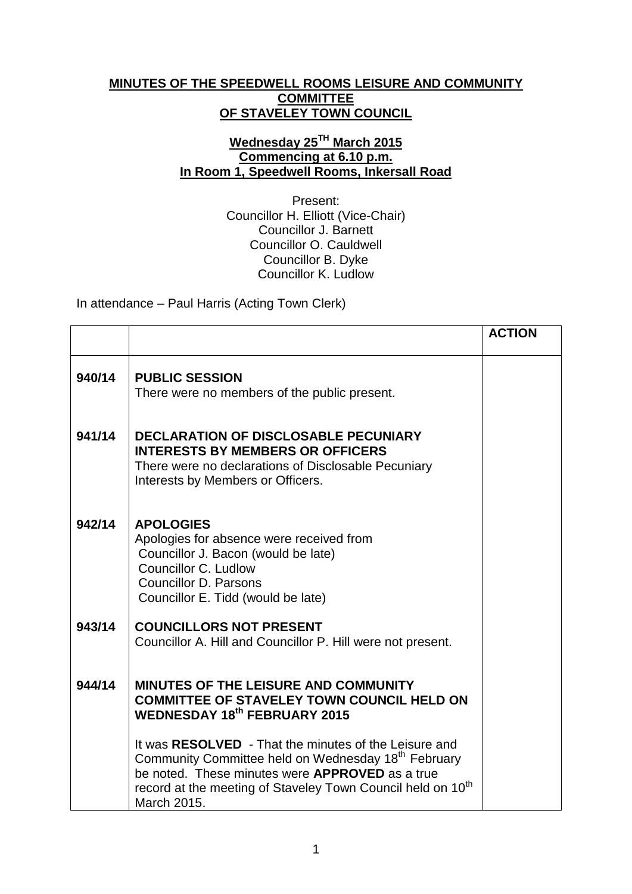# MINUTES OF THE SPEEDWELL ROOMS LEISURE AND COMMUNITY COMMITTEE OF STAVELEY TOWN COUNCIL

**Wednesday 25TH March 2015**
**Commencing at 6.10 p.m.**
**In Room 1, Speedwell Rooms, Inkersall Road**

Present:
Councillor H. Elliott (Vice-Chair)
Councillor J. Barnett
Councillor O. Cauldwell
Councillor B. Dyke
Councillor K. Ludlow

In attendance – Paul Harris (Acting Town Clerk)

| | | **ACTION** |
|---|---|---|
| **940/14** | **PUBLIC SESSION**<br>There were no members of the public present. | |
| **941/14** | **DECLARATION OF DISCLOSABLE PECUNIARY INTERESTS BY MEMBERS OR OFFICERS**<br>There were no declarations of Disclosable Pecuniary Interests by Members or Officers. | |
| **942/14** | **APOLOGIES**<br>Apologies for absence were received from<br>Councillor J. Bacon (would be late)<br>Councillor C. Ludlow<br>Councillor D. Parsons<br>Councillor E. Tidd (would be late) | |
| **943/14** | **COUNCILLORS NOT PRESENT**<br>Councillor A. Hill and Councillor P. Hill were not present. | |
| **944/14** | **MINUTES OF THE LEISURE AND COMMUNITY COMMITTEE OF STAVELEY TOWN COUNCIL HELD ON WEDNESDAY 18th FEBRUARY 2015**<br><br>It was **RESOLVED** - That the minutes of the Leisure and Community Committee held on Wednesday 18th February be noted. These minutes were **APPROVED** as a true record at the meeting of Staveley Town Council held on 10th March 2015. | |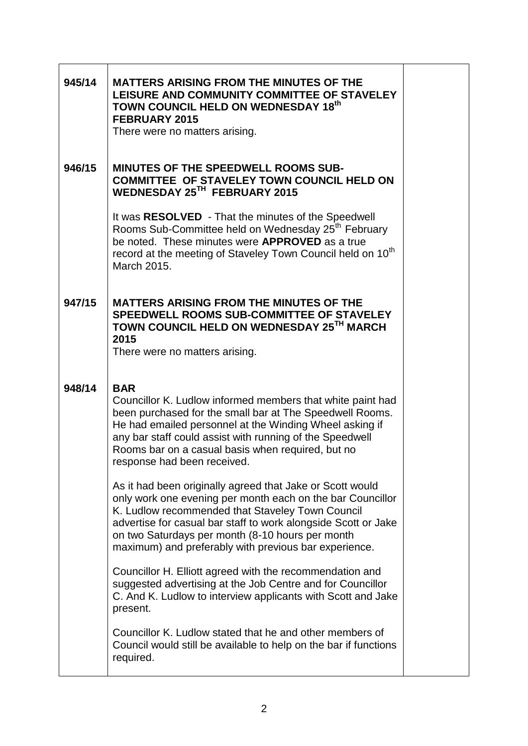| | | |
|---|---|---|
| **945/14** | **MATTERS ARISING FROM THE MINUTES OF THE LEISURE AND COMMUNITY COMMITTEE OF STAVELEY TOWN COUNCIL HELD ON WEDNESDAY 18th FEBRUARY 2015**<br>There were no matters arising. | |
| **946/15** | **MINUTES OF THE SPEEDWELL ROOMS SUB-COMMITTEE OF STAVELEY TOWN COUNCIL HELD ON WEDNESDAY 25TH FEBRUARY 2015**<br><br>It was **RESOLVED** - That the minutes of the Speedwell Rooms Sub-Committee held on Wednesday 25th February be noted. These minutes were **APPROVED** as a true record at the meeting of Staveley Town Council held on 10th March 2015. | |
| **947/15** | **MATTERS ARISING FROM THE MINUTES OF THE SPEEDWELL ROOMS SUB-COMMITTEE OF STAVELEY TOWN COUNCIL HELD ON WEDNESDAY 25TH MARCH 2015**<br>There were no matters arising. | |
| **948/14** | **BAR**<br>Councillor K. Ludlow informed members that white paint had been purchased for the small bar at The Speedwell Rooms. He had emailed personnel at the Winding Wheel asking if any bar staff could assist with running of the Speedwell Rooms bar on a casual basis when required, but no response had been received.<br><br>As it had been originally agreed that Jake or Scott would only work one evening per month each on the bar Councillor K. Ludlow recommended that Staveley Town Council advertise for casual bar staff to work alongside Scott or Jake on two Saturdays per month (8-10 hours per month maximum) and preferably with previous bar experience.<br><br>Councillor H. Elliott agreed with the recommendation and suggested advertising at the Job Centre and for Councillor C. And K. Ludlow to interview applicants with Scott and Jake present.<br><br>Councillor K. Ludlow stated that he and other members of Council would still be available to help on the bar if functions required. | |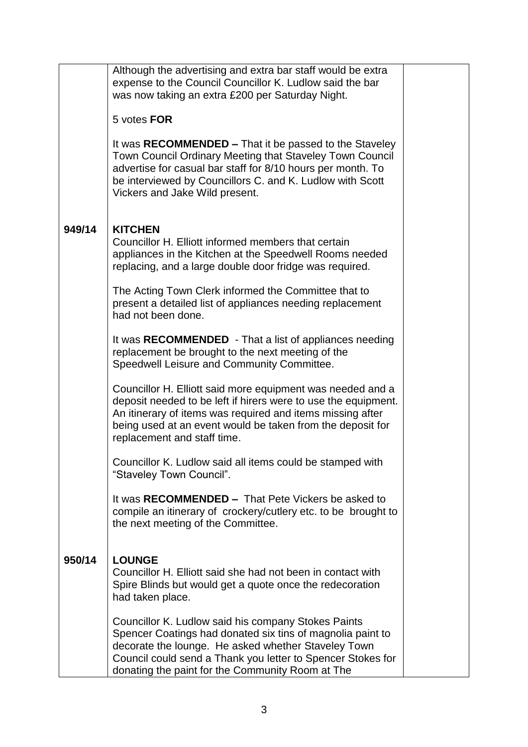| | | |
|---|---|---|
| | Although the advertising and extra bar staff would be extra expense to the Council Councillor K. Ludlow said the bar was now taking an extra £200 per Saturday Night.<br><br>5 votes **FOR**<br><br>It was **RECOMMENDED –** That it be passed to the Staveley Town Council Ordinary Meeting that Staveley Town Council advertise for casual bar staff for 8/10 hours per month. To be interviewed by Councillors C. and K. Ludlow with Scott Vickers and Jake Wild present. | |
| **949/14** | **KITCHEN**<br>Councillor H. Elliott informed members that certain appliances in the Kitchen at the Speedwell Rooms needed replacing, and a large double door fridge was required.<br><br>The Acting Town Clerk informed the Committee that to present a detailed list of appliances needing replacement had not been done.<br><br>It was **RECOMMENDED** - That a list of appliances needing replacement be brought to the next meeting of the Speedwell Leisure and Community Committee.<br><br>Councillor H. Elliott said more equipment was needed and a deposit needed to be left if hirers were to use the equipment. An itinerary of items was required and items missing after being used at an event would be taken from the deposit for replacement and staff time.<br><br>Councillor K. Ludlow said all items could be stamped with "Staveley Town Council".<br><br>It was **RECOMMENDED –** That Pete Vickers be asked to compile an itinerary of crockery/cutlery etc. to be brought to the next meeting of the Committee. | |
| **950/14** | **LOUNGE**<br>Councillor H. Elliott said she had not been in contact with Spire Blinds but would get a quote once the redecoration had taken place.<br><br>Councillor K. Ludlow said his company Stokes Paints Spencer Coatings had donated six tins of magnolia paint to decorate the lounge. He asked whether Staveley Town Council could send a Thank you letter to Spencer Stokes for donating the paint for the Community Room at The | |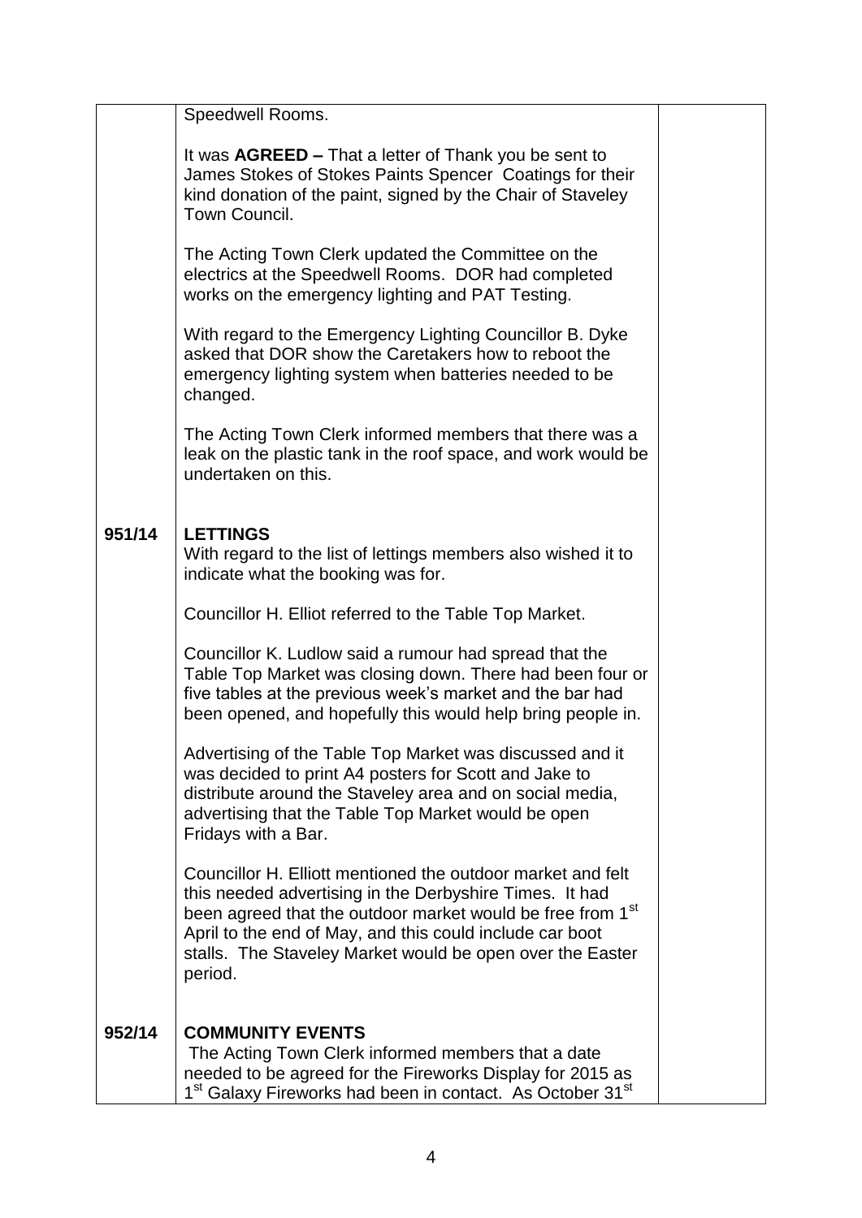| | | |
|---|---|---|
| | Speedwell Rooms.<br><br>It was **AGREED –** That a letter of Thank you be sent to James Stokes of Stokes Paints Spencer Coatings for their kind donation of the paint, signed by the Chair of Staveley Town Council.<br><br>The Acting Town Clerk updated the Committee on the electrics at the Speedwell Rooms. DOR had completed works on the emergency lighting and PAT Testing.<br><br>With regard to the Emergency Lighting Councillor B. Dyke asked that DOR show the Caretakers how to reboot the emergency lighting system when batteries needed to be changed.<br><br>The Acting Town Clerk informed members that there was a leak on the plastic tank in the roof space, and work would be undertaken on this. | |
| **951/14** | **LETTINGS**<br>With regard to the list of lettings members also wished it to indicate what the booking was for.<br><br>Councillor H. Elliot referred to the Table Top Market.<br><br>Councillor K. Ludlow said a rumour had spread that the Table Top Market was closing down. There had been four or five tables at the previous week's market and the bar had been opened, and hopefully this would help bring people in.<br><br>Advertising of the Table Top Market was discussed and it was decided to print A4 posters for Scott and Jake to distribute around the Staveley area and on social media, advertising that the Table Top Market would be open Fridays with a Bar.<br><br>Councillor H. Elliott mentioned the outdoor market and felt this needed advertising in the Derbyshire Times. It had been agreed that the outdoor market would be free from 1st April to the end of May, and this could include car boot stalls. The Staveley Market would be open over the Easter period. | |
| **952/14** | **COMMUNITY EVENTS**<br>The Acting Town Clerk informed members that a date needed to be agreed for the Fireworks Display for 2015 as 1st Galaxy Fireworks had been in contact. As October 31st | |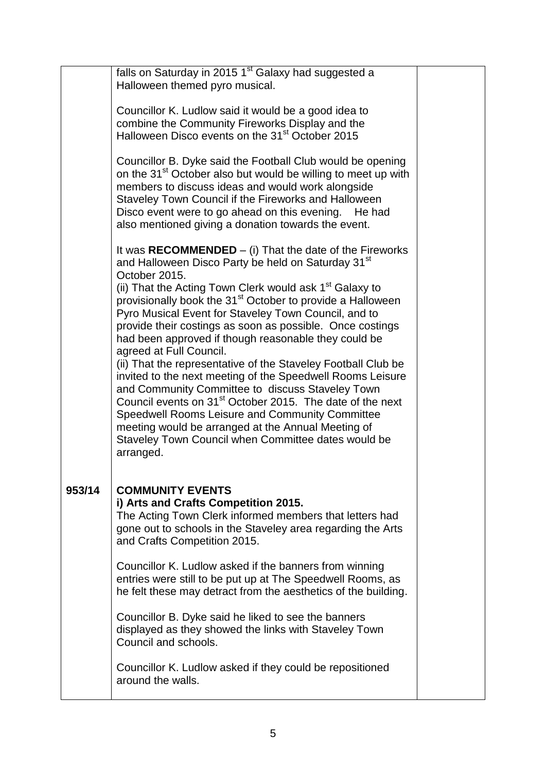| | | |
|---|---|---|
| | falls on Saturday in 2015 1st Galaxy had suggested a Halloween themed pyro musical.<br><br>Councillor K. Ludlow said it would be a good idea to combine the Community Fireworks Display and the Halloween Disco events on the 31st October 2015<br><br>Councillor B. Dyke said the Football Club would be opening on the 31st October also but would be willing to meet up with members to discuss ideas and would work alongside Staveley Town Council if the Fireworks and Halloween Disco event were to go ahead on this evening. He had also mentioned giving a donation towards the event.<br><br>It was **RECOMMENDED** – (i) That the date of the Fireworks and Halloween Disco Party be held on Saturday 31st October 2015.<br>(ii) That the Acting Town Clerk would ask 1st Galaxy to provisionally book the 31st October to provide a Halloween Pyro Musical Event for Staveley Town Council, and to provide their costings as soon as possible. Once costings had been approved if though reasonable they could be agreed at Full Council.<br>(ii) That the representative of the Staveley Football Club be invited to the next meeting of the Speedwell Rooms Leisure and Community Committee to discuss Staveley Town Council events on 31st October 2015. The date of the next Speedwell Rooms Leisure and Community Committee meeting would be arranged at the Annual Meeting of Staveley Town Council when Committee dates would be arranged. | |
| **953/14** | **COMMUNITY EVENTS**<br>**i) Arts and Crafts Competition 2015.**<br>The Acting Town Clerk informed members that letters had gone out to schools in the Staveley area regarding the Arts and Crafts Competition 2015.<br><br>Councillor K. Ludlow asked if the banners from winning entries were still to be put up at The Speedwell Rooms, as he felt these may detract from the aesthetics of the building.<br><br>Councillor B. Dyke said he liked to see the banners displayed as they showed the links with Staveley Town Council and schools.<br><br>Councillor K. Ludlow asked if they could be repositioned around the walls. | |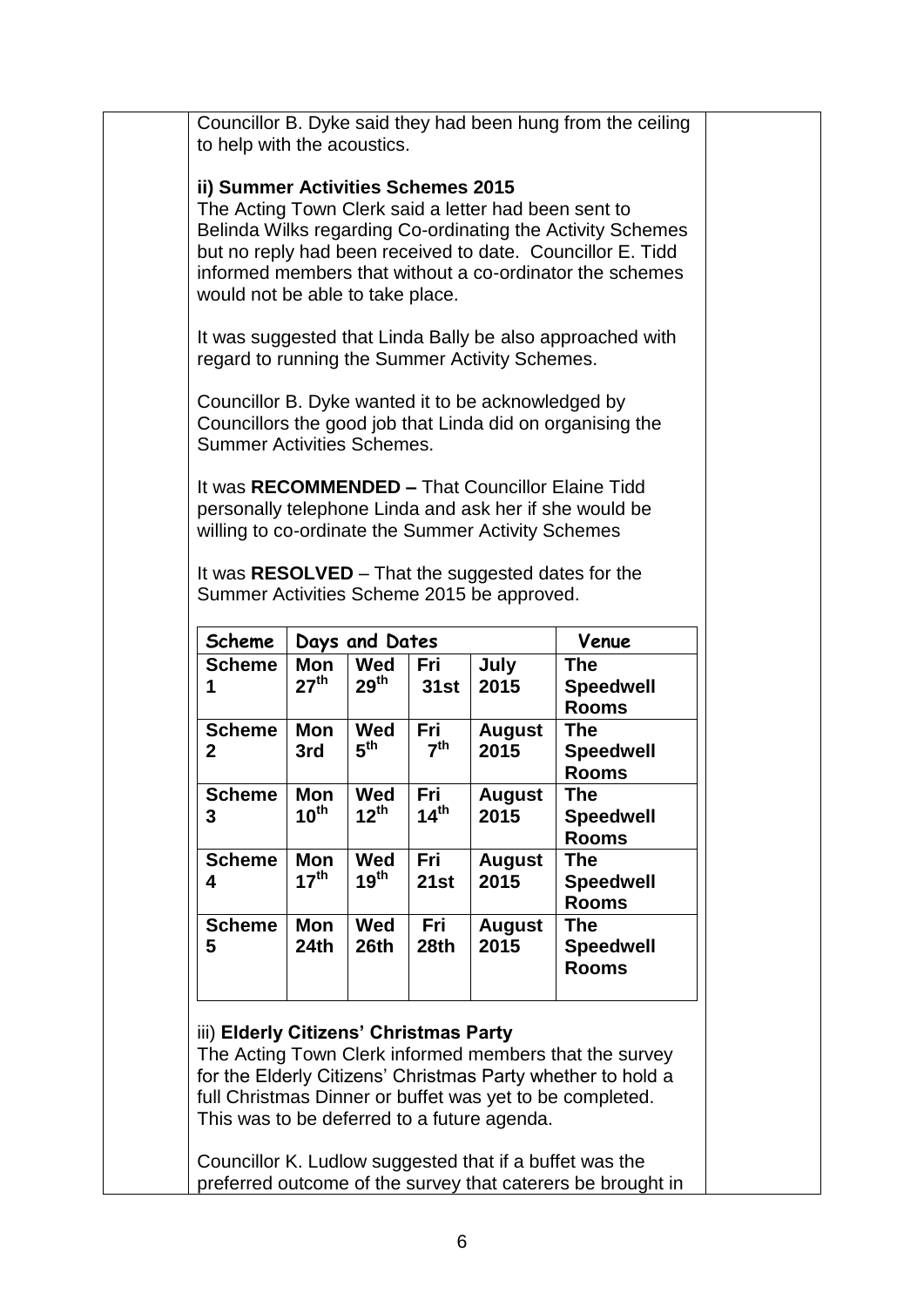Councillor B. Dyke said they had been hung from the ceiling to help with the acoustics.

**ii) Summer Activities Schemes 2015**

The Acting Town Clerk said a letter had been sent to Belinda Wilks regarding Co-ordinating the Activity Schemes but no reply had been received to date. Councillor E. Tidd informed members that without a co-ordinator the schemes would not be able to take place.

It was suggested that Linda Bally be also approached with regard to running the Summer Activity Schemes.

Councillor B. Dyke wanted it to be acknowledged by Councillors the good job that Linda did on organising the Summer Activities Schemes.

It was **RECOMMENDED –** That Councillor Elaine Tidd personally telephone Linda and ask her if she would be willing to co-ordinate the Summer Activity Schemes

It was **RESOLVED** – That the suggested dates for the Summer Activities Scheme 2015 be approved.

| Scheme | Days and Dates | | | | Venue |
|---|---|---|---|---|---|
| **Scheme 1** | **Mon 27th** | **Wed 29th** | **Fri 31st** | **July 2015** | **The Speedwell Rooms** |
| **Scheme 2** | **Mon 3rd** | **Wed 5th** | **Fri 7th** | **August 2015** | **The Speedwell Rooms** |
| **Scheme 3** | **Mon 10th** | **Wed 12th** | **Fri 14th** | **August 2015** | **The Speedwell Rooms** |
| **Scheme 4** | **Mon 17th** | **Wed 19th** | **Fri 21st** | **August 2015** | **The Speedwell Rooms** |
| **Scheme 5** | **Mon 24th** | **Wed 26th** | **Fri 28th** | **August 2015** | **The Speedwell Rooms** |

iii) **Elderly Citizens' Christmas Party**

The Acting Town Clerk informed members that the survey for the Elderly Citizens' Christmas Party whether to hold a full Christmas Dinner or buffet was yet to be completed. This was to be deferred to a future agenda.

Councillor K. Ludlow suggested that if a buffet was the preferred outcome of the survey that caterers be brought in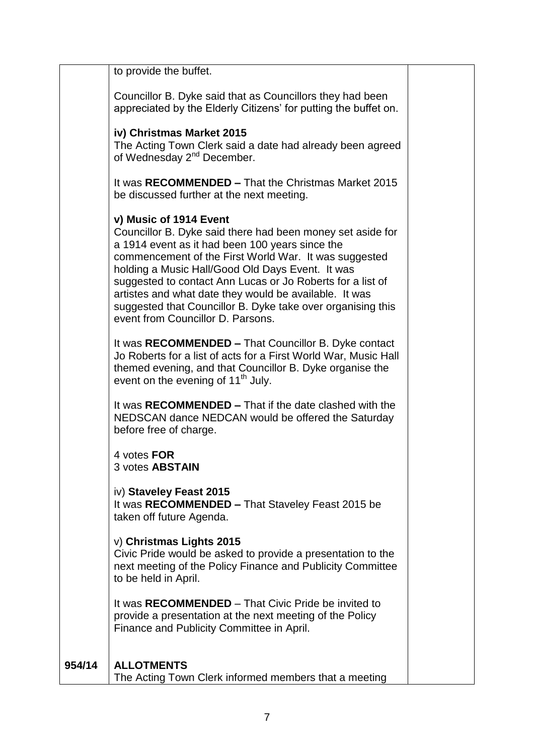| | | |
|---|---|---|
| | to provide the buffet.<br><br>Councillor B. Dyke said that as Councillors they had been appreciated by the Elderly Citizens' for putting the buffet on.<br><br>**iv) Christmas Market 2015**<br>The Acting Town Clerk said a date had already been agreed of Wednesday 2nd December.<br><br>It was **RECOMMENDED –** That the Christmas Market 2015 be discussed further at the next meeting.<br><br>**v) Music of 1914 Event**<br>Councillor B. Dyke said there had been money set aside for a 1914 event as it had been 100 years since the commencement of the First World War. It was suggested holding a Music Hall/Good Old Days Event. It was suggested to contact Ann Lucas or Jo Roberts for a list of artistes and what date they would be available. It was suggested that Councillor B. Dyke take over organising this event from Councillor D. Parsons.<br><br>It was **RECOMMENDED –** That Councillor B. Dyke contact Jo Roberts for a list of acts for a First World War, Music Hall themed evening, and that Councillor B. Dyke organise the event on the evening of 11th July.<br><br>It was **RECOMMENDED –** That if the date clashed with the NEDSCAN dance NEDCAN would be offered the Saturday before free of charge.<br><br>4 votes **FOR**<br>3 votes **ABSTAIN**<br><br>iv) **Staveley Feast 2015**<br>It was **RECOMMENDED –** That Staveley Feast 2015 be taken off future Agenda.<br><br>v) **Christmas Lights 2015**<br>Civic Pride would be asked to provide a presentation to the next meeting of the Policy Finance and Publicity Committee to be held in April.<br><br>It was **RECOMMENDED** – That Civic Pride be invited to provide a presentation at the next meeting of the Policy Finance and Publicity Committee in April. | |
| **954/14** | **ALLOTMENTS**<br>The Acting Town Clerk informed members that a meeting | |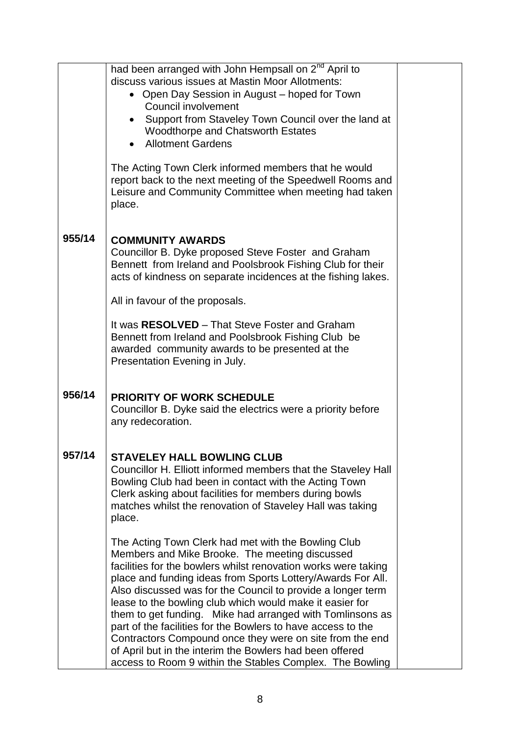|  |  |  |
|---|---|---|
|  | had been arranged with John Hempsall on 2nd April to discuss various issues at Mastin Moor Allotments:<br>• Open Day Session in August – hoped for Town Council involvement<br>• Support from Staveley Town Council over the land at Woodthorpe and Chatsworth Estates<br>• Allotment Gardens<br><br>The Acting Town Clerk informed members that he would report back to the next meeting of the Speedwell Rooms and Leisure and Community Committee when meeting had taken place. |  |
| **955/14** | **COMMUNITY AWARDS**<br>Councillor B. Dyke proposed Steve Foster and Graham Bennett from Ireland and Poolsbrook Fishing Club for their acts of kindness on separate incidences at the fishing lakes.<br><br>All in favour of the proposals.<br><br>It was **RESOLVED** – That Steve Foster and Graham Bennett from Ireland and Poolsbrook Fishing Club be awarded community awards to be presented at the Presentation Evening in July. |  |
| **956/14** | **PRIORITY OF WORK SCHEDULE**<br>Councillor B. Dyke said the electrics were a priority before any redecoration. |  |
| **957/14** | **STAVELEY HALL BOWLING CLUB**<br>Councillor H. Elliott informed members that the Staveley Hall Bowling Club had been in contact with the Acting Town Clerk asking about facilities for members during bowls matches whilst the renovation of Staveley Hall was taking place.<br><br>The Acting Town Clerk had met with the Bowling Club Members and Mike Brooke. The meeting discussed facilities for the bowlers whilst renovation works were taking place and funding ideas from Sports Lottery/Awards For All. Also discussed was for the Council to provide a longer term lease to the bowling club which would make it easier for them to get funding. Mike had arranged with Tomlinsons as part of the facilities for the Bowlers to have access to the Contractors Compound once they were on site from the end of April but in the interim the Bowlers had been offered access to Room 9 within the Stables Complex. The Bowling |  |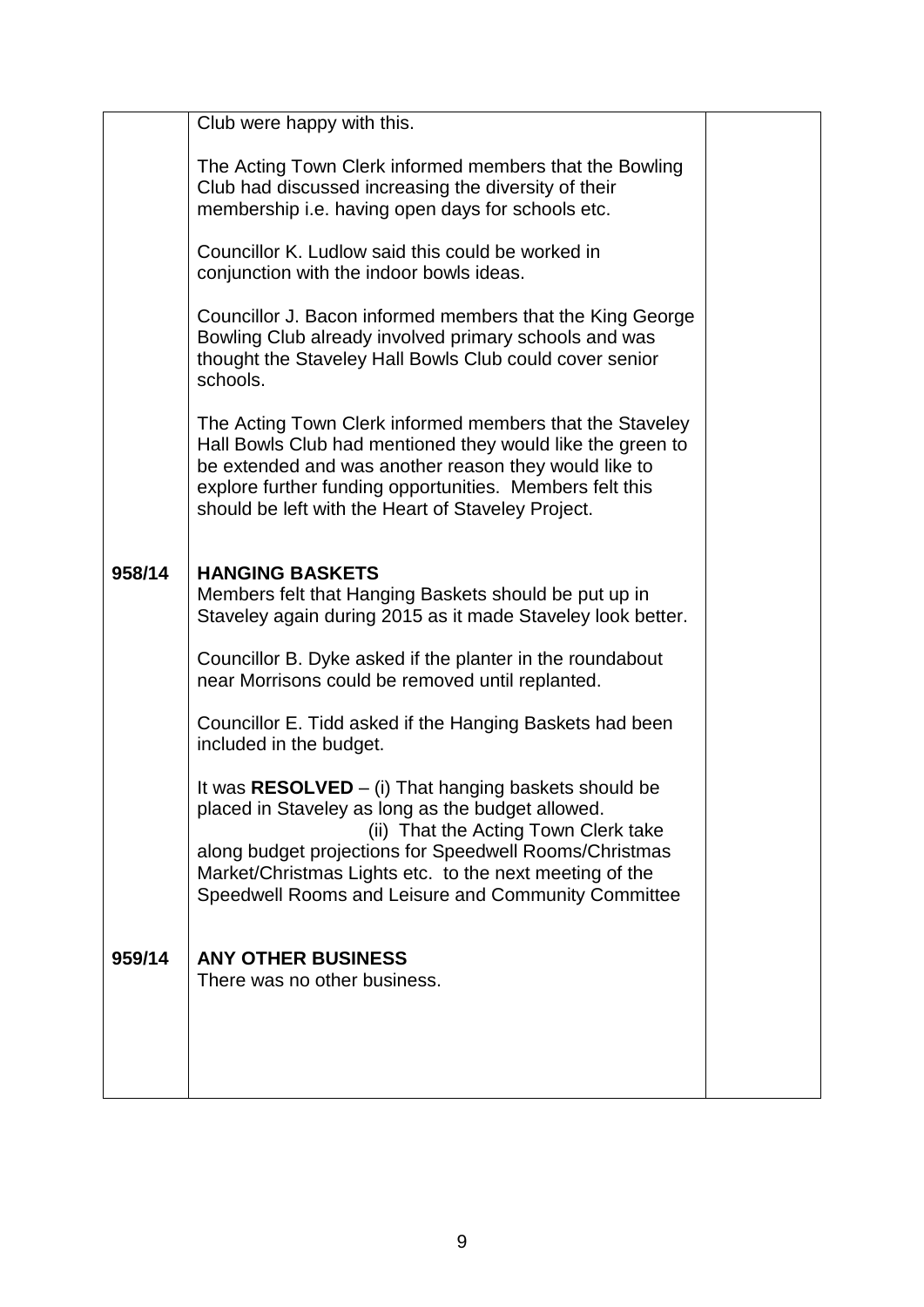| | | |
|---|---|---|
| | Club were happy with this.<br><br>The Acting Town Clerk informed members that the Bowling Club had discussed increasing the diversity of their membership i.e. having open days for schools etc.<br><br>Councillor K. Ludlow said this could be worked in conjunction with the indoor bowls ideas.<br><br>Councillor J. Bacon informed members that the King George Bowling Club already involved primary schools and was thought the Staveley Hall Bowls Club could cover senior schools.<br><br>The Acting Town Clerk informed members that the Staveley Hall Bowls Club had mentioned they would like the green to be extended and was another reason they would like to explore further funding opportunities. Members felt this should be left with the Heart of Staveley Project. | |
| **958/14** | **HANGING BASKETS**<br>Members felt that Hanging Baskets should be put up in Staveley again during 2015 as it made Staveley look better.<br><br>Councillor B. Dyke asked if the planter in the roundabout near Morrisons could be removed until replanted.<br><br>Councillor E. Tidd asked if the Hanging Baskets had been included in the budget.<br><br>It was **RESOLVED** – (i) That hanging baskets should be placed in Staveley as long as the budget allowed.<br>(ii) That the Acting Town Clerk take along budget projections for Speedwell Rooms/Christmas Market/Christmas Lights etc. to the next meeting of the Speedwell Rooms and Leisure and Community Committee | |
| **959/14** | **ANY OTHER BUSINESS**<br>There was no other business. | |